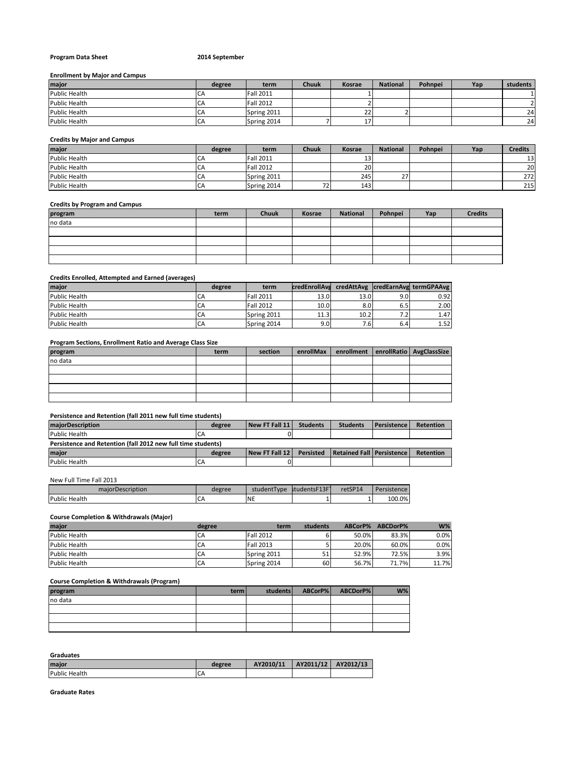**Program Data Sheet** **2014 September**

**Enrollment by Major and Campus**

| major | degree | term | Chuuk | Kosrae | National | Pohnpei | Yap | students |
|---|---|---|---|---|---|---|---|---|
| Public Health | CA | Fall 2011 | | 1 | | | | 1 |
| Public Health | CA | Fall 2012 | | 2 | | | | 2 |
| Public Health | CA | Spring 2011 | | 22 | 2 | | | 24 |
| Public Health | CA | Spring 2014 | 7 | 17 | | | | 24 |

**Credits by Major and Campus**

| major | degree | term | Chuuk | Kosrae | National | Pohnpei | Yap | Credits |
|---|---|---|---|---|---|---|---|---|
| Public Health | CA | Fall 2011 | | 13 | | | | 13 |
| Public Health | CA | Fall 2012 | | 20 | | | | 20 |
| Public Health | CA | Spring 2011 | | 245 | 27 | | | 272 |
| Public Health | CA | Spring 2014 | 72 | 143 | | | | 215 |

**Credits by Program and Campus**

| program | term | Chuuk | Kosrae | National | Pohnpei | Yap | Credits |
|---|---|---|---|---|---|---|---|
| no data | | | | | | | |

**Credits Enrolled, Attempted and Earned (averages)**

| major | degree | term | credEnrollAvg | credAttAvg | credEarnAvg | termGPAAvg |
|---|---|---|---|---|---|---|
| Public Health | CA | Fall 2011 | 13.0 | 13.0 | 9.0 | 0.92 |
| Public Health | CA | Fall 2012 | 10.0 | 8.0 | 6.5 | 2.00 |
| Public Health | CA | Spring 2011 | 11.3 | 10.2 | 7.2 | 1.47 |
| Public Health | CA | Spring 2014 | 9.0 | 7.6 | 6.4 | 1.52 |

**Program Sections, Enrollment Ratio and Average Class Size**

| program | term | section | enrollMax | enrollment | enrollRatio | AvgClassSize |
|---|---|---|---|---|---|---|
| no data | | | | | | |

**Persistence and Retention (fall 2011 new full time students)**

| majorDescription | degree | New FT Fall 11 | Students | Students | Persistence | Retention |
|---|---|---|---|---|---|---|
| Public Health | CA | 0 | | | | |

**Persistence and Retention (fall 2012 new full time students)**

| major | degree | New FT Fall 12 | Persisted | Retained Fall | Persistence | Retention |
|---|---|---|---|---|---|---|
| Public Health | CA | 0 | | | | |

New Full Time Fall 2013

| majorDescription | degree | studentType | studentsF13FT | retSP14 | Persistence |
|---|---|---|---|---|---|
| Public Health | CA | NE | 1 | 1 | 100.0% |

**Course Completion & Withdrawals (Major)**

| major | degree | term | students | ABCorP% | ABCDorP% | W% |
|---|---|---|---|---|---|---|
| Public Health | CA | Fall 2012 | 6 | 50.0% | 83.3% | 0.0% |
| Public Health | CA | Fall 2013 | 5 | 20.0% | 60.0% | 0.0% |
| Public Health | CA | Spring 2011 | 51 | 52.9% | 72.5% | 3.9% |
| Public Health | CA | Spring 2014 | 60 | 56.7% | 71.7% | 11.7% |

**Course Completion & Withdrawals (Program)**

| program | term | students | ABCorP% | ABCDorP% | W% |
|---|---|---|---|---|---|
| no data | | | | | |

**Graduates**

| major | degree | AY2010/11 | AY2011/12 | AY2012/13 |
|---|---|---|---|---|
| Public Health | CA | | | |

**Graduate Rates**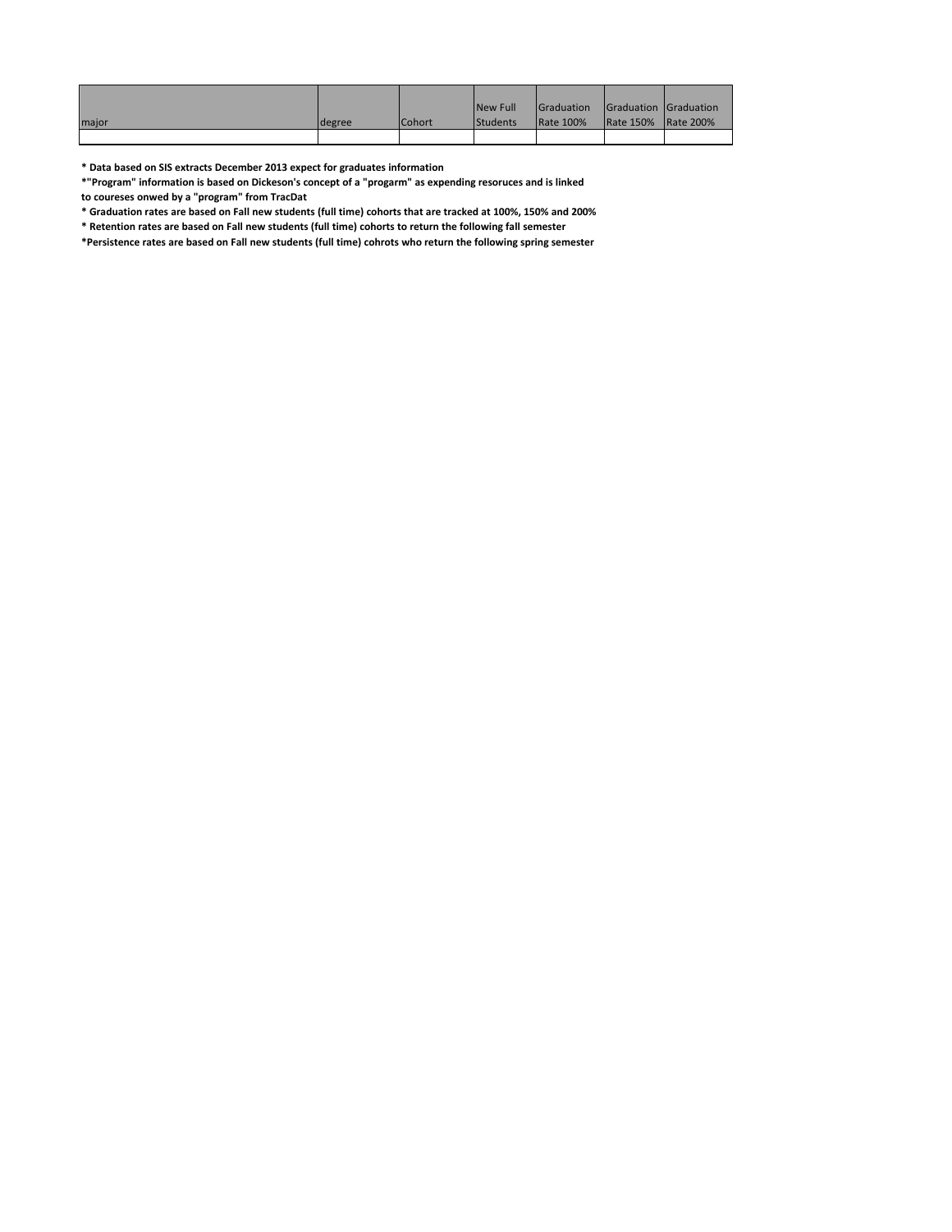| major | degree | Cohort | New Full Students | Graduation Rate 100% | Graduation Rate 150% | Graduation Rate 200% |
|---|---|---|---|---|---|---|
| | | | | | | |

**\* Data based on SIS extracts December 2013 expect for graduates information**

**\*"Program" information is based on Dickeson's concept of a "progarm" as expending resoruces and is linked to coureses onwed by a "program" from TracDat**

**\* Graduation rates are based on Fall new students (full time) cohorts that are tracked at 100%, 150% and 200%**

**\* Retention rates are based on Fall new students (full time) cohorts to return the following fall semester**

**\*Persistence rates are based on Fall new students (full time) cohrots who return the following spring semester**